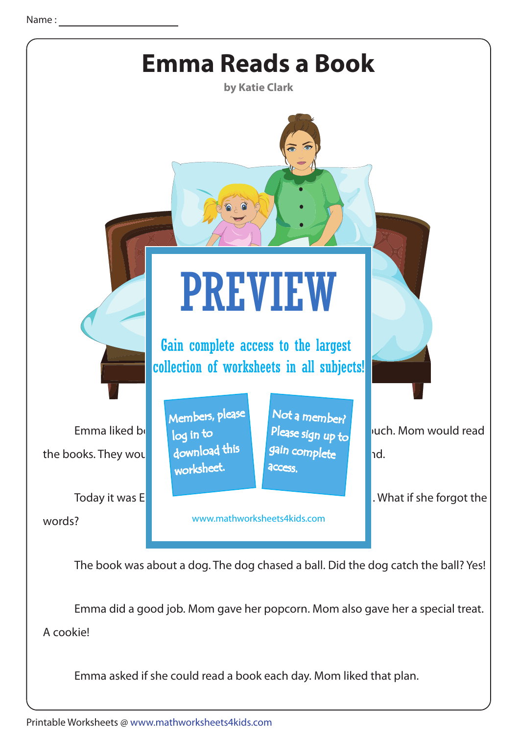Name : ______________________

# Emma Reads a Book

**by Katie Clark**

PREVIEW

Gain complete access to the largest collection of worksheets in all subjects!

Members, please log in to download this worksheet.

Not a member? Please sign up to gain complete access.

www.mathworksheets4kids.com

Emma liked b ... uch. Mom would read the books. They wou ... nd.

Today it was E ... . What if she forgot the words?

The book was about a dog. The dog chased a ball. Did the dog catch the ball? Yes!

Emma did a good job. Mom gave her popcorn. Mom also gave her a special treat. A cookie!

Emma asked if she could read a book each day. Mom liked that plan.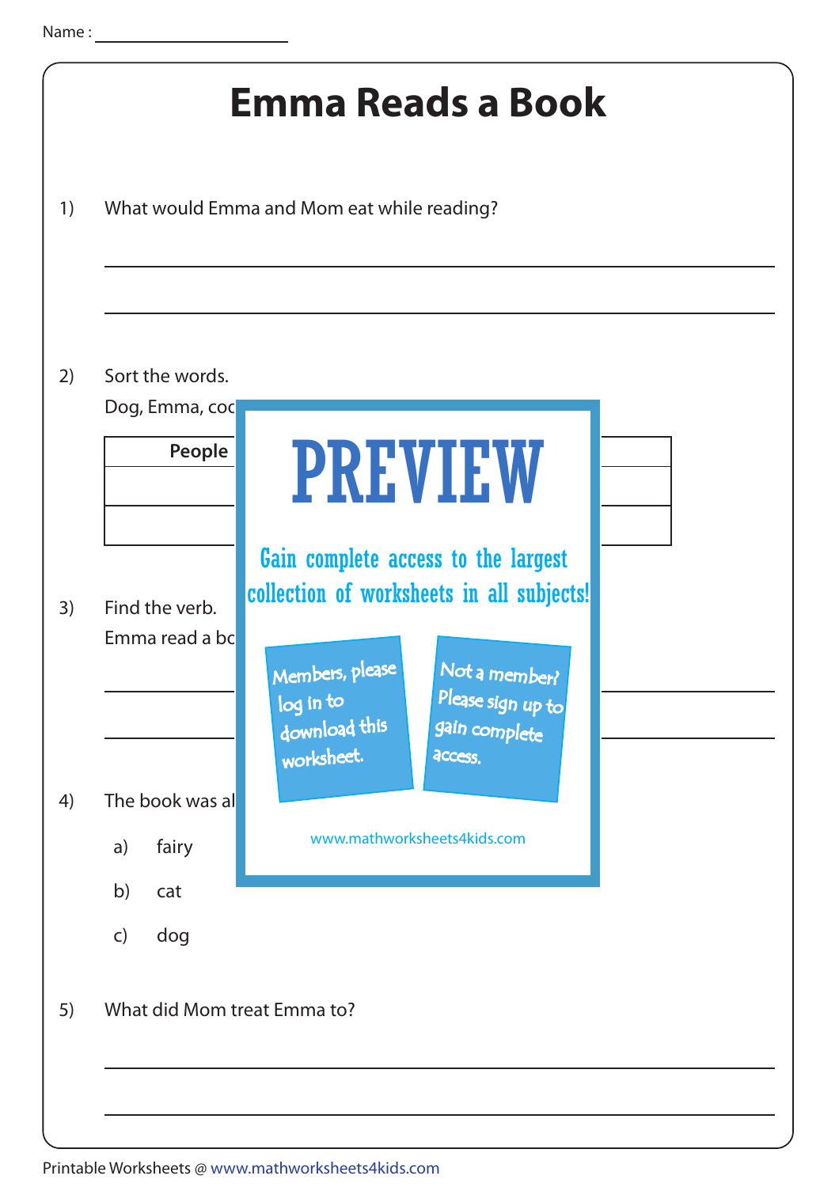Name : ____________________

# Emma Reads a Book

1) What would Emma and Mom eat while reading?

_______________________________________________

_______________________________________________

2) Sort the words.

Dog, Emma, coc

| People | |
|---|---|
| | |
| | |

# PREVIEW

Gain complete access to the largest collection of worksheets in all subjects!

Members, please log in to download this worksheet.

Not a member? Please sign up to gain complete access.

www.mathworksheets4kids.com

3) Find the verb.

Emma read a bc

_______________________________________________

_______________________________________________

4) The book was al

a) fairy

b) cat

c) dog

5) What did Mom treat Emma to?

_______________________________________________

_______________________________________________

Printable Worksheets @ www.mathworksheets4kids.com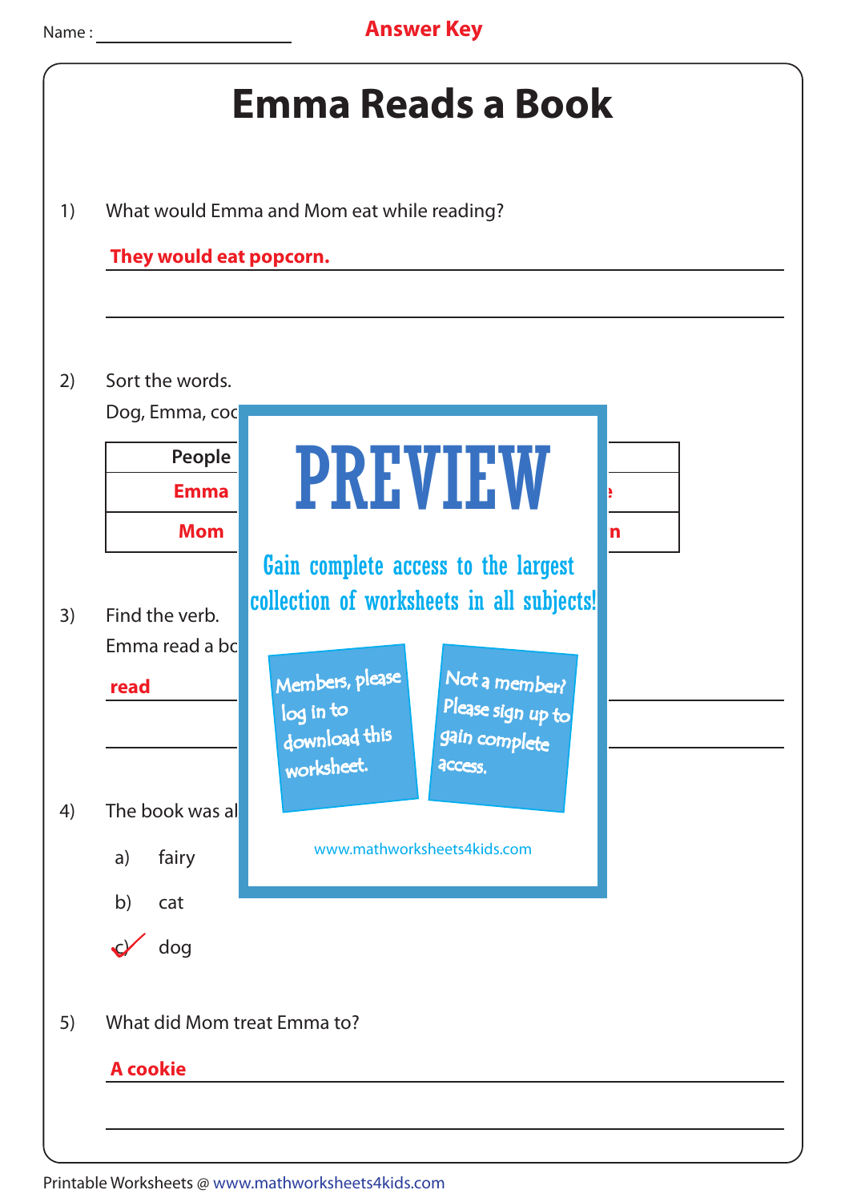Name : ____________________ **Answer Key**

# Emma Reads a Book

1) What would Emma and Mom eat while reading?

**They would eat popcorn.**

2) Sort the words.

Dog, Emma, coc

| People | | |
|---|---|---|
| **Emma** | | e |
| **Mom** | | n |

PREVIEW

Gain complete access to the largest collection of worksheets in all subjects!

Members, please log in to download this worksheet.

Not a member? Please sign up to gain complete access.

www.mathworksheets4kids.com

3) Find the verb.

Emma read a bo

**read**

4) The book was al

a) fairy

b) cat

c) ✓ dog

5) What did Mom treat Emma to?

**A cookie**

Printable Worksheets @ www.mathworksheets4kids.com